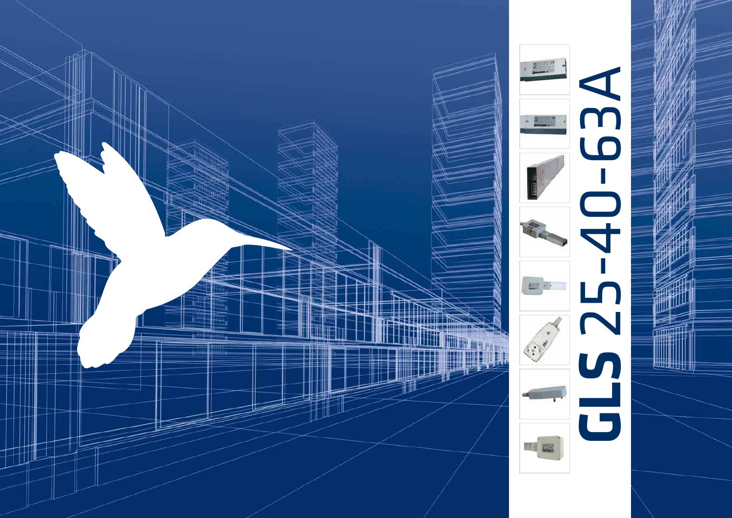# GLS 25-40-63A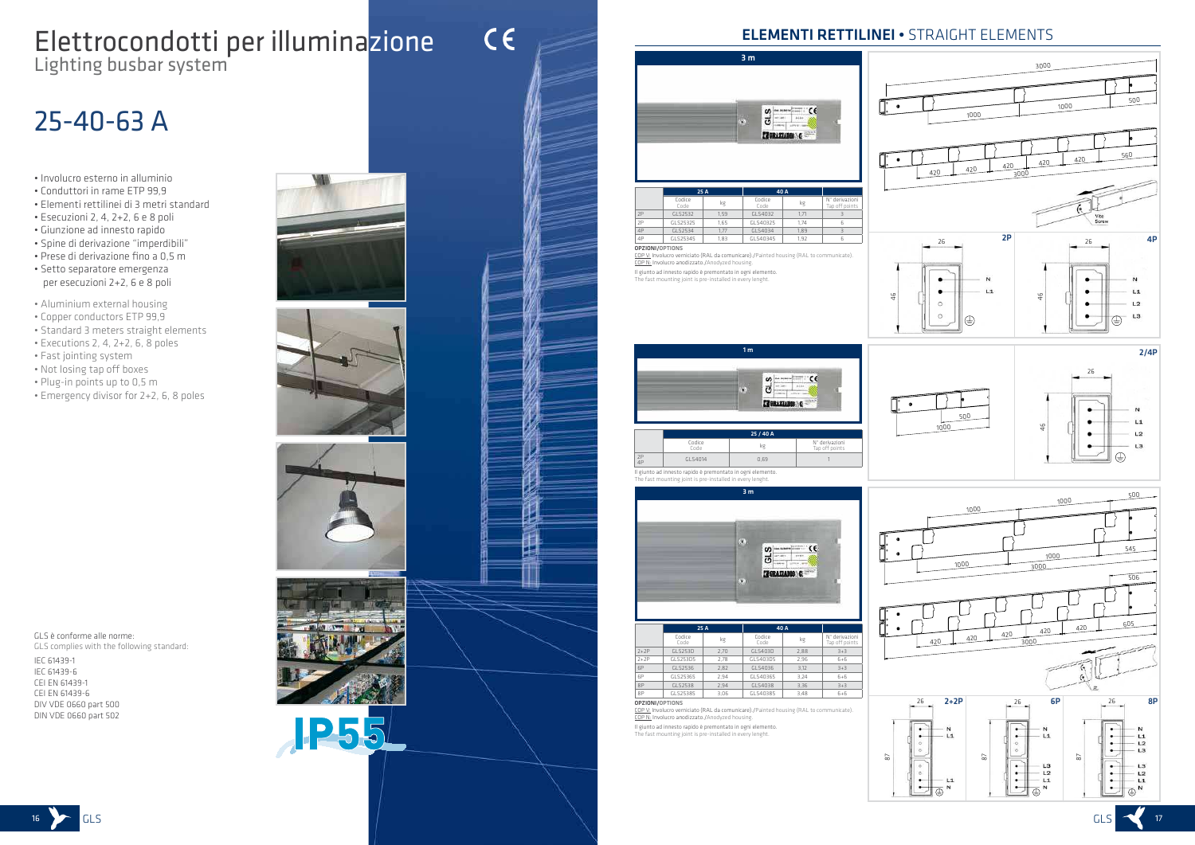# Elettrocondotti per illuminazione
Lighting busbar system

# 25-40-63 A

- Involucro esterno in alluminio
- Conduttori in rame ETP 99,9
- Elementi rettilinei di 3 metri standard
- Esecuzioni 2, 4, 2+2, 6 e 8 poli
- Giunzione ad innesto rapido
- Spine di derivazione "imperdibili"
- Prese di derivazione fino a 0,5 m
- Setto separatore emergenza per esecuzioni 2+2, 6 e 8 poli

- Aluminium external housing
- Copper conductors ETP 99,9
- Standard 3 meters straight elements
- Executions 2, 4, 2+2, 6, 8 poles
- Fast jointing system
- Not losing tap off boxes
- Plug-in points up to 0,5 m
- Emergency divisor for 2+2, 6, 8 poles

GLS è conforme alle norme:
GLS complies with the following standard:

IEC 61439-1
IEC 61439-6
CEI EN 61439-1
CEI EN 61439-6
DIV VDE 0660 part 500
DIN VDE 0660 part 502

IP55

## ELEMENTI RETTILINEI • STRAIGHT ELEMENTS

### 3 m

| | 25 A | | 40 A | | |
|---|---|---|---|---|---|
| | Codice Code | kg | Codice Code | kg | N° derivazioni Tap off points |
| 2P | GLS2532 | 1,59 | GLS4032 | 1,71 | 3 |
| 2P | GLS25325 | 1,65 | GLS40325 | 1,74 | 6 |
| 4P | GLS2534 | 1,77 | GLS4034 | 1,89 | 3 |
| 4P | GLS25345 | 1,83 | GLS40345 | 1,92 | 6 |

**OPZIONI/OPTIONS**
COP V: Involucro verniciato (RAL da comunicare)./Painted housing (RAL to communicate).
COP N: Involucro anodizzato./Anodyzed housing.

Il giunto ad innesto rapido è premontato in ogni elemento.
The fast mounting joint is pre-installed in every lenght.

### 1 m

| | 25 / 40 A | | |
|---|---|---|---|
| | Codice Code | kg | N° derivazioni Tap off points |
| 2P 4P | GLS4014 | 0,69 | 1 |

Il giunto ad innesto rapido è premontato in ogni elemento.
The fast mounting joint is pre-installed in every lenght.

### 3 m

| | 25 A | | 40 A | | |
|---|---|---|---|---|---|
| | Codice Code | kg | Codice Code | kg | N° derivazioni Tap off points |
| 2+2P | GLS253D | 2,70 | GLS403D | 2,88 | 3+3 |
| 2+2P | GLS253D5 | 2,78 | GLS403D5 | 2,96 | 6+6 |
| 6P | GLS2536 | 2,82 | GLS4036 | 3,12 | 3+3 |
| 6P | GLS25365 | 2,94 | GLS40365 | 3,24 | 6+6 |
| 8P | GLS2538 | 2,94 | GLS4038 | 3,36 | 3+3 |
| 8P | GLS25385 | 3,06 | GLS40385 | 3,48 | 6+6 |

**OPZIONI/OPTIONS**
COP V: Involucro verniciato (RAL da comunicare)./Painted housing (RAL to communicate).
COP N: Involucro anodizzato./Anodyzed housing.

Il giunto ad innesto rapido è premontato in ogni elemento.
The fast mounting joint is pre-installed in every lenght.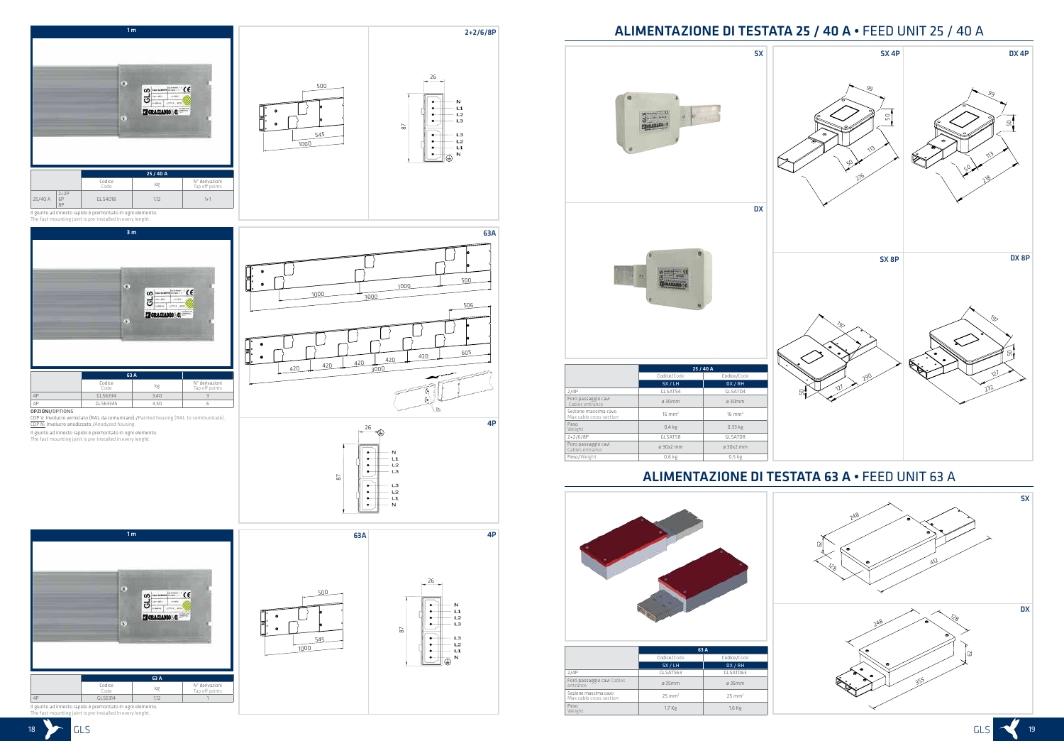## 1 m

| | | 25 / 40 A | | |
|---|---|---|---|---|
| | | Codice Code | kg | N° derivazioni Tap off points |
| 25/40 A | 2+2P 6P 8P | GLS4018 | 1,12 | 1+1 |

Il giunto ad innesto rapido è premontato in ogni elemento.
The fast mounting joint is pre-installed in every lenght.

2+2/6/8P

## 3 m

| | 63 A | | |
|---|---|---|---|
| | Codice Code | kg | N° derivazioni Tap off points |
| 4P | GLS6334 | 3,40 | 3 |
| 4P | GLS63345 | 3,50 | 6 |

**OPZIONI**/OPTIONS
CDP V: Involucro verniciato (RAL da comunicare) /Painted housing (RAL to communicate).
CDP N: Involucro anodizzato /Anodyzed housing.

Il giunto ad innesto rapido è premontato in ogni elemento.
The fast mounting joint is pre-installed in every lenght.

63A

4P

## 1 m

| | 63 A | | |
|---|---|---|---|
| | Codice Code | kg | N° derivazioni Tap off points |
| 4P | GLS6314 | 1,12 | 1 |

Il giunto ad innesto rapido è premontato in ogni elemento.
The fast mounting joint is pre-installed in every lenght.

63A 4P

# ALIMENTAZIONE DI TESTATA 25 / 40 A • FEED UNIT 25 / 40 A

SX / DX / SX 4P / DX 4P / SX 8P / DX 8P

| | 25 / 40 A | |
|---|---|---|
| | Codice/Code | Codice/Code |
| | SX / LH | DX / RH |
| 2/4P | GLSATS4 | GLSATD4 |
| Foro passaggio cavi Cables entrance | ø 30mm | ø 30mm |
| Sezione massima cavo Max cable cross section | 16 mm² | 16 mm² |
| Peso Weight | 0,4 kg | 0,33 kg |
| 2+2/6/8P | GLSATS8 | GLSATD8 |
| Foro passaggio cavi Cables entrance | ø 30x2 mm | ø 30x2 mm |
| Peso/Weight | 0,6 kg | 0,5 kg |

# ALIMENTAZIONE DI TESTATA 63 A • FEED UNIT 63 A

SX / DX

| | 63 A | |
|---|---|---|
| | Codice/Code | Codice/Code |
| | SX / LH | DX / RH |
| 2/4P | GLSATS63 | GLSATD63 |
| Foro passaggio cavi Cables entrance | ø 35mm | ø 35mm |
| Sezione massima cavo Max cable cross section | 25 mm² | 25 mm² |
| Peso Weight | 1,7 Kg | 1,6 Kg |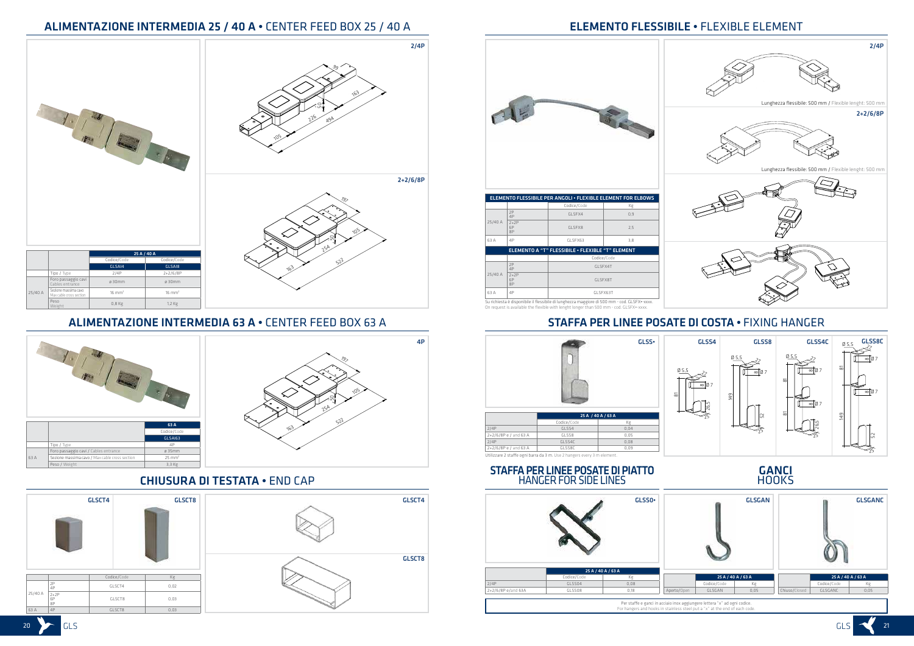## ALIMENTAZIONE INTERMEDIA 25 / 40 A • CENTER FEED BOX 25 / 40 A

2/4P

2+2/6/8P

| | | 25 A / 40 A | |
|---|---|---|---|
| | | Codice/Code | Codice/Code |
| | | GLSAI4 | GLSAI8 |
| | Tipo / Type | 2/4P | 2+2/6/8P |
| 25/40 A | Foro passaggio cavi / Cables entrance | ø 30mm | ø 30mm |
| | Sezione massima cavo / Max cable section | 16 mm² | 16 mm² |
| | Peso / Weight | 0,8 Kg | 1,2 Kg |

## ALIMENTAZIONE INTERMEDIA 63 A • CENTER FEED BOX 63 A

4P

| | | 63 A |
|---|---|---|
| | | Codice/Code |
| | | GLSAI63 |
| | Tipo / Type | 4P |
| 63 A | Foro passaggio cavi / Cables entrance | ø 35mm |
| | Sezione massima cavo / Max cable cross section | 25 mm² |
| | Peso / Weight | 3,3 Kg |

## CHIUSURA DI TESTATA • END CAP

GLSCT4 GLSCT8

| | | Codice/Code | Kg |
|---|---|---|---|
| 25/40 A | 2P 4P | GLSCT4 | 0,02 |
| | 2+2P 6P 8P | GLSCT8 | 0,03 |
| 63 A | 4P | GLSCT8 | 0,03 |

## ELEMENTO FLESSIBILE • FLEXIBLE ELEMENT

2/4P

Lunghezza flessibile: 500 mm / Flexible lenght: 500 mm

2+2/6/8P

Lunghezza flessibile: 500 mm / Flexible lenght: 500 mm

| ELEMENTO FLESSIBILE PER ANGOLI • FLEXIBLE ELEMENT FOR ELBOWS | | | |
|---|---|---|---|
| | | Codice/Code | Kg |
| 25/40 A | 2P 4P | GLSFX4 | 0,9 |
| | 2+2P 6P 8P | GLSFX8 | 2,5 |
| 63 A | 4P | GLSFX63 | 3,8 |

| ELEMENTO A "T" FLESSIBILE • FLEXIBLE "T" ELEMENT | | |
|---|---|---|
| | | Codice/Code |
| 25/40 A | 2P 4P | GLSFX4T |
| | 2+2P 6P 8P | GLSFX8T |
| 63 A | 4P | GLSFX63T |

Su richiesta è disponibile il flessibile di lunghezza maggiore di 500 mm - cod. GLSFX•-xxxx.
On request is available the flexible with lenght longer than 500 mm - cod. GLSFX•-xxxx.

## STAFFA PER LINEE POSATE DI COSTA • FIXING HANGER

GLSS•

| | 25 A / 40 A / 63 A | |
|---|---|---|
| | Codice/Code | Kg |
| 2/4P | GLSS4 | 0,04 |
| 2+2/6/8P e / and 63 A | GLSS8 | 0,05 |
| 2/4P | GLSS4C | 0,08 |
| 2+2/6/8P e / and 63 A | GLSS8C | 0,09 |

Utilizzare 2 staffe ogni barra da 3 m. Use 2 hangers every 3 m element.

GLSS4 GLSS8 GLSS4C GLSS8C

## STAFFA PER LINEE POSATE DI PIATTO
### HANGER FOR SIDE LINES

GLSSO•

| | 25 A / 40 A / 63 A | |
|---|---|---|
| | Codice/Code | Kg |
| 2/4P | GLSSO4 | 0,08 |
| 2+2/6/8P e/and 63A | GLSSO8 | 0,18 |

## GANCI
### HOOKS

GLSGAN GLSGANC

| | 25 A / 40 A / 63 A | |
|---|---|---|
| | Codice/Code | Kg |
| Aperto/Open | GLSGAN | 0,05 |

| | 25 A / 40 A / 63 A | |
|---|---|---|
| | Codice/Code | Kg |
| Chiuso/Closed | GLSGANC | 0,05 |

Per staffe e ganci in acciaio inox aggiungere lettera "x" ad ogni codice.
For hangers and hooks in stainless steel put a "x" at the end of each code.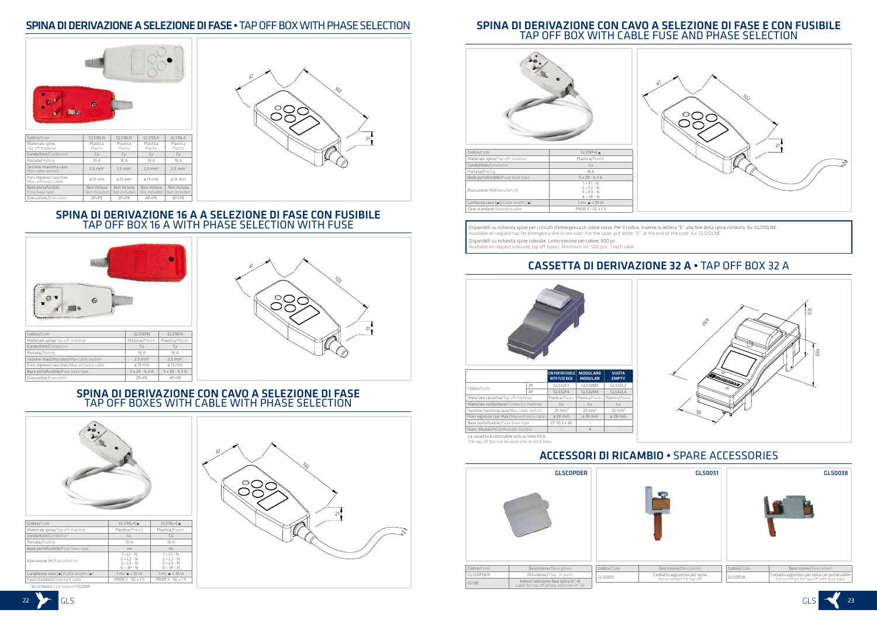## SPINA DI DERIVAZIONE A SELEZIONE DI FASE • TAP OFF BOX WITH PHASE SELECTION

| Codice/Code | GLS10LN | GLS16LN | GLS10L4 | GLS16L4 |
|---|---|---|---|---|
| Materiale spina/Tap off material | Plastica/Plastic | Plastica/Plastic | Plastica/Plastic | Plastica/Plastic |
| Conduttore/Conductor | Cu | Cu | Cu | Cu |
| Portata/Rating | 10 A | 16 A | 10 A | 16 A |
| Sezione massima cavo/Max cable section | 2,5 mm² | 2,5 mm² | 2,5 mm² | 2,5 mm² |
| Foro ingresso cavi max/Max. entrance cable | ø 13 mm | ø 13 mm | ø 13 mm | ø 13 mm |
| Base portafusibile/Fuse base type | Non inclusa/Not included | Non inclusa/Not included | Non inclusa/Not included | Non inclusa/Not included |
| Esecuzione/Execution | 2P+PE | 2P+PE | 4P+PE | 4P+PE |

## SPINA DI DERIVAZIONE 16 A A SELEZIONE DI FASE CON FUSIBILE
## TAP OFF BOX 16 A WITH PHASE SELECTION WITH FUSE

| Codice/Code | GLS16FN | GLS16F4 |
|---|---|---|
| Materiale spina/Tap off material | Plastica/Plastic | Plastica/Plastic |
| Conduttore/Conductor | Cu | Cu |
| Portata/Rating | 16 A | 16 A |
| Sezione massima cavo/Max cable section | 2,5 mm² | 2,5 mm² |
| Foro ingresso cavi max/Max entrance cable | ø 13 mm | ø 13 mm |
| Base portafusibile/Fuse base type | 5 x 20 - 6,3 A | 5 x 20 - 6,3 A |
| Esecuzione/Execution | 2P+PE | 4P+PE |

## SPINA DI DERIVAZIONE CON CAVO A SELEZIONE DI FASE
## TAP OFF BOXES WITH CABLE WITH PHASE SELECTION

| Codice/Code | GLS10L•C★ | GLS16L•C★ |
|---|---|---|
| Materiale spina/Tap off material | Plastica/Plastic | Plastica/Plastic |
| Conduttore/Conductor | Cu | Cu |
| Portata/Rating | 10 A | 16 A |
| Base portafusibile/Fuse base type | no | no |
| Esecuzione (•)/Execution (•) | 1 = L1 - N<br>2 = L2 - N<br>3 = L3 - N<br>4 = 3P - N | 1 = L1 - N<br>2 = L2 - N<br>3 = L3 - N<br>4 = 3P - N |
| Lunghezza cavo (★)/Cable lenght (★) | 1 m< ★ < 10 m | 1 m< ★ < 10 m |
| Cavo standard/Standard cable | FROR 3 - 5G x 1,5 | FROR 3 - 5G x 1,5 |

Su richiesta / on request FG70M1

## SPINA DI DERIVAZIONE CON CAVO A SELEZIONE DI FASE E CON FUSIBILE
## TAP OFF BOX WITH CABLE FUSE AND PHASE SELECTION

| Codice/Code | GLS16F•C★ |
|---|---|
| Materiale spina/Tap off material | Plastica/Plastic |
| Conduttore/Conductor | Cu |
| Portata/Rating | 16 A |
| Base portafusibile/Fuse base type | 5 x 20 - 6,3 A |
| Esecuzione (•)/Execution (•) | 1 = F1 - N<br>2 = F2 - N<br>3 = F3 - N<br>4 = 3P - N |
| Lunhezza cavo (★)/Cable lenght (★) | 1 m< ★ < 10 m |
| Cavo standard/Standard cable | FROR 3 - 5G x 1,5 |

Disponibili su richiesta spine per i circuiti d'emergenza di colore rosso. Per il codice, inserire la lettera "E" alla fine della spina richiesta. Es: GLS10LNE.
Available on request tap for emergency line in red color. For the code, put letter "E" at the end of the code. Ex: GLS10LNE.

Disponibili su richiesta spine colorate. Lotto minimo per colore: 500 pz.
Available on request coloured tap off boxes. Minimum lot: 500 pcs / each color.

## CASSETTA DI DERIVAZIONE 32 A • TAP OFF BOX 32 A

| | | CON PORTAFUSIBILE WITH FUSE BASE | MODULARE MODULAR | VUOTA EMPTY |
|---|---|---|---|---|
| Codice/Code | 2P | GLS32F2 | GLS32M2 | GLS32L2 |
| | 4P | GLS32F4 | GLS32M4 | GLS32L4 |
| Materiale cassetta/Tap off material | | Plastica/Plastic | Plastica/Plastic | Plastica/Plastic |
| Materiale conduttore/Conductor material | | Cu | Cu | Cu |
| Sezione massima cavo/Max cable section | | 25 mm² | 25 mm² | 25 mm² |
| Foro ingresso cavi max/Max entrance cable | | ø 28 mm | ø 28 mm | ø 28 mm |
| Base portafusibile/Fuse base type | | CF 10,3 x 38 | - | - |
| Num. Moduli/MCB Modules number | | - | 4 | - |

La cassetta è utilizzabile solo su linee 63 A.
The tap off box can be used only on 63 A lines.

## ACCESSORI DI RICAMBIO • SPARE ACCESSORIES

**GLSCOPDER**

| Codice/Code | Descrizione/Description |
|---|---|
| GLSCOPDER | Otturatore/Plug -in point |
| GLSID | Adesivi selezione fase spina (n° 4)<br>Label for tap off phase selection (n° 4) |

**GLS0051**

| Codice/Code | Descrizione/Description |
|---|---|
| GLS0051 | Contatto aggiuntivo per spina<br>Extra contact for tap off |

**GLS0038**

| Codice/Code | Descrizione/Description |
|---|---|
| GLS0038 | Contatto aggiuntivo per spina con portafusibile<br>Extra contact for tap off with fuse base |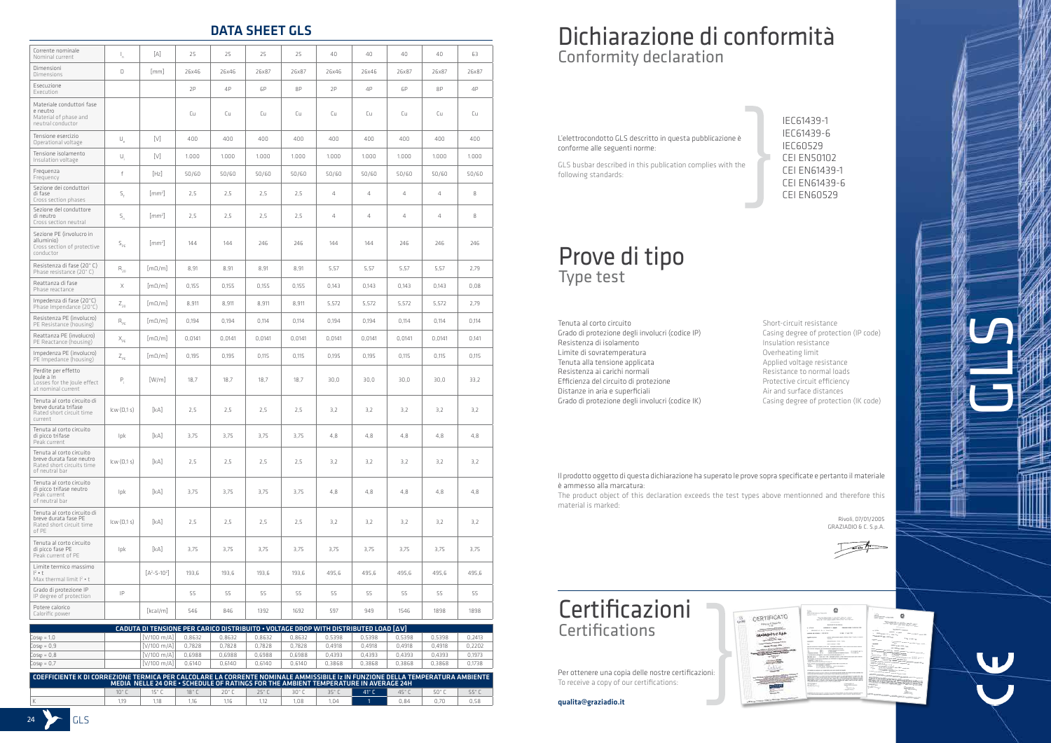## DATA SHEET GLS

| Corrente nominale / Nominal current | $I_n$ | [A] | 25 | 25 | 25 | 25 | 40 | 40 | 40 | 40 | 63 |
|---|---|---|---|---|---|---|---|---|---|---|---|
| Dimensioni / Dimensions | D | [mm] | 26x46 | 26x46 | 26x87 | 26x87 | 26x46 | 26x46 | 26x87 | 26x87 | 26x87 |
| Esecuzione / Execution | | | 2P | 4P | 6P | 8P | 2P | 4P | 6P | 8P | 4P |
| Materiale conduttori fase e neutro / Material of phase and neutral conductor | | | Cu | Cu | Cu | Cu | Cu | Cu | Cu | Cu | Cu |
| Tensione esercizio / Operational voltage | $U_e$ | [V] | 400 | 400 | 400 | 400 | 400 | 400 | 400 | 400 | 400 |
| Tensione isolamento / Insulation voltage | $U_i$ | [V] | 1.000 | 1.000 | 1.000 | 1.000 | 1.000 | 1.000 | 1.000 | 1.000 | 1.000 |
| Frequenza / Frequency | f | [Hz] | 50/60 | 50/60 | 50/60 | 50/60 | 50/60 | 50/60 | 50/60 | 50/60 | 50/60 |
| Sezione dei conduttori di fase / Cross section phases | $S_f$ | [mm²] | 2,5 | 2,5 | 2,5 | 2,5 | 4 | 4 | 4 | 4 | 8 |
| Sezione del conduttore di neutro / Cross section neutral | $S_n$ | [mm²] | 2,5 | 2,5 | 2,5 | 2,5 | 4 | 4 | 4 | 4 | 8 |
| Sezione PE (involucro in alluminio) / Cross section of protective conductor | $S_{PE}$ | [mm²] | 144 | 144 | 246 | 246 | 144 | 144 | 246 | 246 | 246 |
| Resistenza di fase (20° C) / Phase resistance (20° C) | $R_{20}$ | [mΩ/m] | 8,91 | 8,91 | 8,91 | 8,91 | 5,57 | 5,57 | 5,57 | 5,57 | 2,79 |
| Reattanza di fase / Phase reactance | X | [mΩ/m] | 0,155 | 0,155 | 0,155 | 0,155 | 0,143 | 0,143 | 0,143 | 0,143 | 0,08 |
| Impedenza di fase (20°C) / Phase Impendance (20°C) | $Z_{20}$ | [mΩ/m] | 8,911 | 8,911 | 8,911 | 8,911 | 5,572 | 5,572 | 5,572 | 5,572 | 2,79 |
| Resistenza PE (involucro) / PE Resistance (housing) | $R_{PE}$ | [mΩ/m] | 0,194 | 0,194 | 0,114 | 0,114 | 0,194 | 0,194 | 0,114 | 0,114 | 0,114 |
| Reattanza PE (involucro) / PE Reactance (housing) | $X_{PE}$ | [mΩ/m] | 0,0141 | 0,0141 | 0,0141 | 0,0141 | 0,0141 | 0,0141 | 0,0141 | 0,0141 | 0,141 |
| Impedenza PE (involucro) / PE Impedance (housing) | $Z_{PE}$ | [mΩ/m] | 0,195 | 0,195 | 0,115 | 0,115 | 0,195 | 0,195 | 0,115 | 0,115 | 0,115 |
| Perdite per effetto Joule a In / Losses for the Joule effect at nominal current | $P_j$ | [W/m] | 18,7 | 18,7 | 18,7 | 18,7 | 30,0 | 30,0 | 30,0 | 30,0 | 33,2 |
| Tenuta al corto circuito di breve durata trifase / Rated short circuit time current | Icw (0,1 s) | [kA] | 2,5 | 2,5 | 2,5 | 2,5 | 3,2 | 3,2 | 3,2 | 3,2 | 3,2 |
| Tenuta al corto circuito di picco trifase / Peak current | Ipk | [kA] | 3,75 | 3,75 | 3,75 | 3,75 | 4,8 | 4,8 | 4,8 | 4,8 | 4,8 |
| Tenuta al corto circuito di breve durata fase neutro / Rated short circuits time current of neutral bar | Icw (0,1 s) | [kA] | 2,5 | 2,5 | 2,5 | 2,5 | 3,2 | 3,2 | 3,2 | 3,2 | 3,2 |
| Tenuta al corto circuito di picco trifase neutro / Peak current of neutral bar | Ipk | [kA] | 3,75 | 3,75 | 3,75 | 3,75 | 4,8 | 4,8 | 4,8 | 4,8 | 4,8 |
| Tenuta al corto circuito di breve durata fase PE / Rated short circuit time current of PE | Icw (0,1 s) | [kA] | 2,5 | 2,5 | 2,5 | 2,5 | 3,2 | 3,2 | 3,2 | 3,2 | 3,2 |
| Tenuta al corto circuito di picco fase PE / Peak current of PE | Ipk | [kA] | 3,75 | 3,75 | 3,75 | 3,75 | 3,75 | 3,75 | 3,75 | 3,75 | 3,75 |
| Limite termico massimo $I^2 \cdot t$ / Max thermal limit $I^2 \cdot t$ | | [$A^2 \cdot s \cdot 10^3$] | 193,6 | 193,6 | 193,6 | 193,6 | 495,6 | 495,6 | 495,6 | 495,6 | 495,6 |
| Grado di protezione IP / IP degree of protection | IP | | 55 | 55 | 55 | 55 | 55 | 55 | 55 | 55 | 55 |
| Potere calorico / Calorific power | | [kcal/m] | 546 | 846 | 1392 | 1692 | 597 | 949 | 1546 | 1898 | 1898 |

| CADUTA DI TENSIONE PER CARICO DISTRIBUITO • VOLTAGE DROP WITH DISTRIBUTED LOAD [ΔV] | | | | | | | | | | |
|---|---|---|---|---|---|---|---|---|---|---|
| Cosφ = 1,0 | [V/100 m/A] | 0,8632 | 0,8632 | 0,8632 | 0,8632 | 0,5398 | 0,5398 | 0,5398 | 0,5398 | 0,2413 |
| Cosφ = 0,9 | [V/100 m/A] | 0,7828 | 0,7828 | 0,7828 | 0,7828 | 0,4918 | 0,4918 | 0,4918 | 0,4918 | 0,2202 |
| Cosφ = 0,8 | [V/100 m/A] | 0,6988 | 0,6988 | 0,6988 | 0,6988 | 0,4393 | 0,4393 | 0,4393 | 0,4393 | 0,1973 |
| Cosφ = 0,7 | [V/100 m/A] | 0,6140 | 0,6140 | 0,6140 | 0,6140 | 0,3868 | 0,3868 | 0,3868 | 0,3868 | 0,1738 |

| COEFFICIENTE K DI CORREZIONE TERMICA PER CALCOLARE LA CORRENTE NOMINALE AMMISSIBILE Iz IN FUNZIONE DELLA TEMPERATURA AMBIENTE MEDIA NELLE 24 ORE • SCHEDULE OF RATINGS FOR THE AMBIENT TEMPERATURE IN AVERAGE 24H | 10° C | 15° C | 18° C | 20° C | 25° C | 30° C | 35° C | 41° C | 45° C | 50° C | 55° C |
|---|---|---|---|---|---|---|---|---|---|---|---|
| K | 1,19 | 1,18 | 1,16 | 1,16 | 1,12 | 1,08 | 1,04 | 1 | 0,84 | 0,70 | 0,58 |

# Dichiarazione di conformità
## Conformity declaration

L'elettrocondotto GLS descritto in questa pubblicazione è conforme alle seguenti norme:

GLS busbar described in this publication complies with the following standards:

- IEC61439-1
- IEC61439-6
- IEC60529
- CEI EN50102
- CEI EN61439-1
- CEI EN61439-6
- CEI EN60529

# Prove di tipo
## Type test

| Italiano | English |
|---|---|
| Tenuta al corto circuito | Short-circuit resistance |
| Grado di protezione degli involucri (codice IP) | Casing degree of protection (IP code) |
| Resistenza di isolamento | Insulation resistance |
| Limite di sovratemperatura | Overheating limit |
| Tenuta alla tensione applicata | Applied voltage resistance |
| Resistenza ai carichi normali | Resistance to normal loads |
| Efficienza del circuito di protezione | Protective circuit efficiency |
| Distanze in aria e superficiali | Air and surface distances |
| Grado di protezione degli involucri (codice IK) | Casing degree of protection (IK code) |

Il prodotto oggetto di questa dichiarazione ha superato le prove sopra specificate e pertanto il materiale è ammesso alla marcatura:

The product object of this declaration exceeds the test types above mentionned and therefore this material is marked:

Rivoli, 07/01/2005
GRAZIADIO & C. S.p.A.

# Certificazioni
## Certifications

Per ottenere una copia delle nostre certificazioni:
To receive a copy of our certifications:

**qualita@graziadio.it**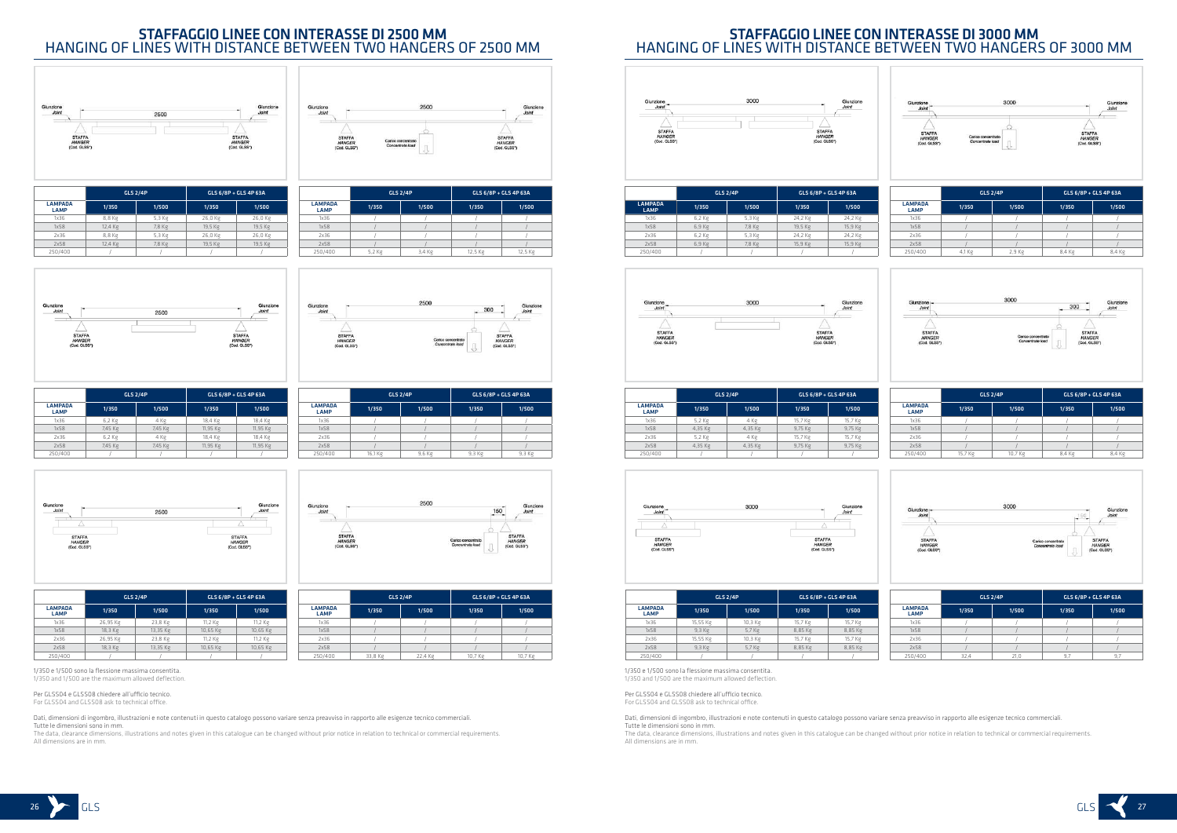# STAFFAGGIO LINEE CON INTERASSE DI 2500 MM
## HANGING OF LINES WITH DISTANCE BETWEEN TWO HANGERS OF 2500 MM

Giunzione Joint
2500
STAFFA HANGER (Cod. GLS5*)

| LAMPADA LAMP | GLS 2/4P | | GLS 6/8P + GLS 4P 63A | |
|---|---|---|---|---|
| | 1/350 | 1/500 | 1/350 | 1/500 |
| 1x36 | 8,8 Kg | 5,3 Kg | 26,0 Kg | 26,0 Kg |
| 1x58 | 12,4 Kg | 7,8 Kg | 19,5 Kg | 19,5 Kg |
| 2x36 | 8,8 Kg | 5,3 Kg | 26,0 Kg | 26,0 Kg |
| 2x58 | 12,4 Kg | 7,8 Kg | 19,5 Kg | 19,5 Kg |
| 250/400 | / | / | / | / |

Giunzione Joint
2500
STAFFA HANGER (Cod. GLS5*)
Carico concentrato Concentrate load

| LAMPADA LAMP | GLS 2/4P | | GLS 6/8P + GLS 4P 63A | |
|---|---|---|---|---|
| | 1/350 | 1/500 | 1/350 | 1/500 |
| 1x36 | / | / | / | / |
| 1x58 | / | / | / | / |
| 2x36 | / | / | / | / |
| 2x58 | / | / | / | / |
| 250/400 | 5,2 Kg | 3,4 Kg | 12,5 Kg | 12,5 Kg |

Giunzione Joint
2500
STAFFA HANGER (Cod. GLS5*)

| LAMPADA LAMP | GLS 2/4P | | GLS 6/8P + GLS 4P 63A | |
|---|---|---|---|---|
| | 1/350 | 1/500 | 1/350 | 1/500 |
| 1x36 | 6,2 Kg | 4 Kg | 18,4 Kg | 18,4 Kg |
| 1x58 | 7,45 Kg | 7,45 Kg | 11,95 Kg | 11,95 Kg |
| 2x36 | 6,2 Kg | 4 Kg | 18,4 Kg | 18,4 Kg |
| 2x58 | 7,45 Kg | 7,45 Kg | 11,95 Kg | 11,95 Kg |
| 250/400 | / | / | / | / |

Giunzione Joint
2500
300
STAFFA HANGER (Cod. GLS5*)
Carico concentrato Concentrate load

| LAMPADA LAMP | GLS 2/4P | | GLS 6/8P + GLS 4P 63A | |
|---|---|---|---|---|
| | 1/350 | 1/500 | 1/350 | 1/500 |
| 1x36 | / | / | / | / |
| 1x58 | / | / | / | / |
| 2x36 | / | / | / | / |
| 2x58 | / | / | / | / |
| 250/400 | 16,1 Kg | 9,6 Kg | 9,3 Kg | 9,3 Kg |

Giunzione Joint
2500
STAFFA HANGER (Cod. GLS5*)

| LAMPADA LAMP | GLS 2/4P | | GLS 6/8P + GLS 4P 63A | |
|---|---|---|---|---|
| | 1/350 | 1/500 | 1/350 | 1/500 |
| 1x36 | 26,95 Kg | 23,8 Kg | 11,2 Kg | 11,2 Kg |
| 1x58 | 18,3 Kg | 13,35 Kg | 10,65 Kg | 10,65 Kg |
| 2x36 | 26,95 Kg | 23,8 Kg | 11,2 Kg | 11,2 Kg |
| 2x58 | 18,3 Kg | 13,35 Kg | 10,65 Kg | 10,65 Kg |
| 250/400 | / | / | / | / |

Giunzione Joint
2500
150
STAFFA HANGER (Cod. GLS5*)
Carico concentrato Concentrate load

| LAMPADA LAMP | GLS 2/4P | | GLS 6/8P + GLS 4P 63A | |
|---|---|---|---|---|
| | 1/350 | 1/500 | 1/350 | 1/500 |
| 1x36 | / | / | / | / |
| 1x58 | / | / | / | / |
| 2x36 | / | / | / | / |
| 2x58 | / | / | / | / |
| 250/400 | 33,8 Kg | 22,4 Kg | 10,7 Kg | 10,7 Kg |

1/350 e 1/500 sono la flessione massima consentita.
1/350 and 1/500 are the maximum allowed deflection.

Per GLS504 e GLS508 chiedere all'ufficio tecnico.
For GLS504 and GLS508 ask to technical office.

Dati, dimensioni di ingombro, illustrazioni e note contenuti in questo catalogo possono variare senza preavviso in rapporto alle esigenze tecnico commerciali.
Tutte le dimensioni sono in mm.
The data, clearance dimensions, illustrations and notes given in this catalogue can be changed without prior notice in relation to technical or commercial requirements.
All dimensions are in mm.

# STAFFAGGIO LINEE CON INTERASSE DI 3000 MM
## HANGING OF LINES WITH DISTANCE BETWEEN TWO HANGERS OF 3000 MM

Giunzione Joint
3000
STAFFA HANGER (Cod. GLS5*)

| LAMPADA LAMP | GLS 2/4P | | GLS 6/8P + GLS 4P 63A | |
|---|---|---|---|---|
| | 1/350 | 1/500 | 1/350 | 1/500 |
| 1x36 | 6,2 Kg | 5,3 Kg | 24,2 Kg | 24,2 Kg |
| 1x58 | 6,9 Kg | 7,8 Kg | 19,5 Kg | 15,9 Kg |
| 2x36 | 6,2 Kg | 5,3 Kg | 24,2 Kg | 24,2 Kg |
| 2x58 | 6,9 Kg | 7,8 Kg | 15,9 Kg | 15,9 Kg |
| 250/400 | / | / | / | / |

Giunzione Joint
3000
STAFFA HANGER (Cod. GLS5*)
Carico concentrato Concentrate load

| LAMPADA LAMP | GLS 2/4P | | GLS 6/8P + GLS 4P 63A | |
|---|---|---|---|---|
| | 1/350 | 1/500 | 1/350 | 1/500 |
| 1x36 | / | / | / | / |
| 1x58 | / | / | / | / |
| 2x36 | / | / | / | / |
| 2x58 | / | / | / | / |
| 250/400 | 4,1 Kg | 2,9 Kg | 8,4 Kg | 8,4 Kg |

Giunzione Joint
3000
STAFFA HANGER (Cod. GLS5*)

| LAMPADA LAMP | GLS 2/4P | | GLS 6/8P + GLS 4P 63A | |
|---|---|---|---|---|
| | 1/350 | 1/500 | 1/350 | 1/500 |
| 1x36 | 5,2 Kg | 4 Kg | 15,7 Kg | 15,7 Kg |
| 1x58 | 4,35 Kg | 4,35 Kg | 9,75 Kg | 9,75 Kg |
| 2x36 | 5,2 Kg | 4 Kg | 15,7 Kg | 15,7 Kg |
| 2x58 | 4,35 Kg | 4,35 Kg | 9,75 Kg | 9,75 Kg |
| 250/400 | / | / | / | / |

Giunzione Joint
3000
300
STAFFA HANGER (Cod. GLS5*)
Carico concentrato Concentrate load

| LAMPADA LAMP | GLS 2/4P | | GLS 6/8P + GLS 4P 63A | |
|---|---|---|---|---|
| | 1/350 | 1/500 | 1/350 | 1/500 |
| 1x36 | / | / | / | / |
| 1x58 | / | / | / | / |
| 2x36 | / | / | / | / |
| 2x58 | / | / | / | / |
| 250/400 | 15,7 Kg | 10,7 Kg | 8,4 Kg | 8,4 Kg |

Giunzione Joint
3000
STAFFA HANGER (Cod. GLS5*)

| LAMPADA LAMP | GLS 2/4P | | GLS 6/8P + GLS 4P 63A | |
|---|---|---|---|---|
| | 1/350 | 1/500 | 1/350 | 1/500 |
| 1x36 | 15,55 Kg | 10,3 Kg | 15,7 Kg | 15,7 Kg |
| 1x58 | 9,3 Kg | 5,7 Kg | 8,85 Kg | 8,85 Kg |
| 2x36 | 15,55 Kg | 10,3 Kg | 15,7 Kg | 15,7 Kg |
| 2x58 | 9,3 Kg | 5,7 Kg | 8,85 Kg | 8,85 Kg |
| 250/400 | / | / | / | / |

Giunzione Joint
3000
150
STAFFA HANGER (Cod. GLS5*)
Carico concentrato Concentrate load

| LAMPADA LAMP | GLS 2/4P | | GLS 6/8P + GLS 4P 63A | |
|---|---|---|---|---|
| | 1/350 | 1/500 | 1/350 | 1/500 |
| 1x36 | / | / | / | / |
| 1x58 | / | / | / | / |
| 2x36 | / | / | / | / |
| 2x58 | / | / | / | / |
| 250/400 | 32,4 | 21,0 | 9,7 | 9,7 |

1/350 e 1/500 sono la flessione massima consentita.
1/350 and 1/500 are the maximum allowed deflection.

Per GLS504 e GLS508 chiedere all'ufficio tecnico.
For GLS504 and GLS508 ask to technical office.

Dati, dimensioni di ingombro, illustrazioni e note contenuti in questo catalogo possono variare senza preavviso in rapporto alle esigenze tecnico commerciali.
Tutte le dimensioni sono in mm.
The data, clearance dimensions, illustrations and notes given in this catalogue can be changed without prior notice in relation to technical or commercial requirements.
All dimensions are in mm.